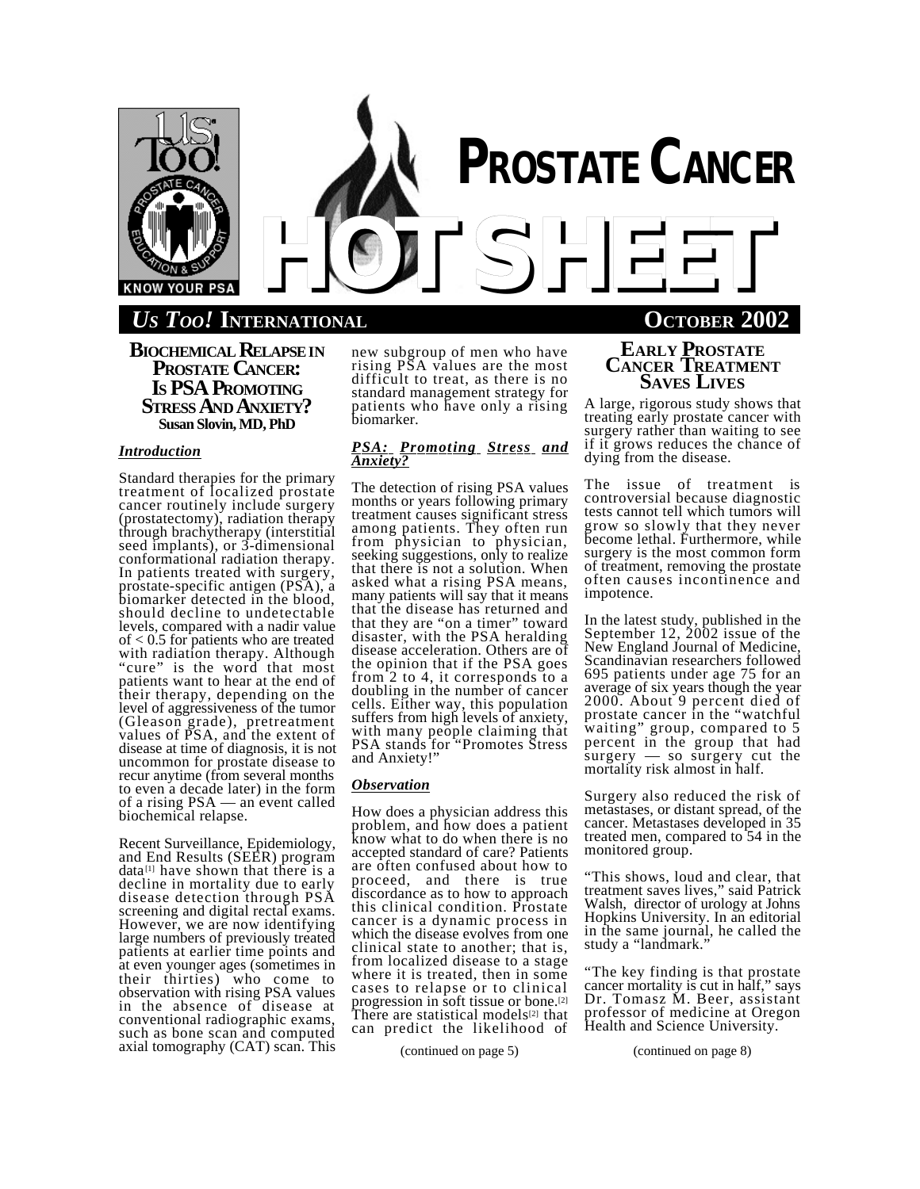# PROSTATE CANCER HOTSHEET

**US TOO! INTERNATIONAL** — **OCTOBER 2002**

## BIOCHEMICAL RELAPSE IN PROSTATE CANCER: IS PSA PROMOTING STRESS AND ANXIETY?

**Susan Slovin, MD, PhD**

### *Introduction*

Standard therapies for the primary treatment of localized prostate cancer routinely include surgery (prostatectomy), radiation therapy through brachytherapy (interstitial seed implants), or 3-dimensional conformational radiation therapy. In patients treated with surgery, prostate-specific antigen (PSA), a biomarker detected in the blood, should decline to undetectable levels, compared with a nadir value of < 0.5 for patients who are treated with radiation therapy. Although "cure" is the word that most patients want to hear at the end of their therapy, depending on the level of aggressiveness of the tumor (Gleason grade), pretreatment values of PSA, and the extent of disease at time of diagnosis, it is not uncommon for prostate disease to recur anytime (from several months to even a decade later) in the form of a rising PSA — an event called biochemical relapse.

Recent Surveillance, Epidemiology, and End Results (SEER) program data[1] have shown that there is a decline in mortality due to early disease detection through PSA screening and digital rectal exams. However, we are now identifying large numbers of previously treated patients at earlier time points and at even younger ages (sometimes in their thirties) who come to observation with rising PSA values in the absence of disease at conventional radiographic exams, such as bone scan and computed axial tomography (CAT) scan. This new subgroup of men who have rising PSA values are the most difficult to treat, as there is no standard management strategy for patients who have only a rising biomarker.

### *PSA: Promoting Stress and Anxiety?*

The detection of rising PSA values months or years following primary treatment causes significant stress among patients. They often run from physician to physician, seeking suggestions, only to realize that there is not a solution. When asked what a rising PSA means, many patients will say that it means that the disease has returned and that they are "on a timer" toward disaster, with the PSA heralding disease acceleration. Others are of the opinion that if the PSA goes from 2 to 4, it corresponds to a doubling in the number of cancer cells. Either way, this population suffers from high levels of anxiety, with many people claiming that PSA stands for "Promotes Stress and Anxiety!"

### *Observation*

How does a physician address this problem, and how does a patient know what to do when there is no accepted standard of care? Patients are often confused about how to proceed, and there is true discordance as to how to approach this clinical condition. Prostate cancer is a dynamic process in which the disease evolves from one clinical state to another; that is, from localized disease to a stage where it is treated, then in some cases to relapse or to clinical progression in soft tissue or bone.[2] There are statistical models[2] that can predict the likelihood of

(continued on page 5)

## EARLY PROSTATE CANCER TREATMENT SAVES LIVES

A large, rigorous study shows that treating early prostate cancer with surgery rather than waiting to see if it grows reduces the chance of dying from the disease.

The issue of treatment is controversial because diagnostic tests cannot tell which tumors will grow so slowly that they never become lethal. Furthermore, while surgery is the most common form of treatment, removing the prostate often causes incontinence and impotence.

In the latest study, published in the September 12, 2002 issue of the New England Journal of Medicine, Scandinavian researchers followed 695 patients under age 75 for an average of six years though the year 2000. About 9 percent died of prostate cancer in the "watchful waiting" group, compared to 5 percent in the group that had surgery — so surgery cut the mortality risk almost in half.

Surgery also reduced the risk of metastases, or distant spread, of the cancer. Metastases developed in 35 treated men, compared to 54 in the monitored group.

"This shows, loud and clear, that treatment saves lives," said Patrick Walsh, director of urology at Johns Hopkins University. In an editorial in the same journal, he called the study a "landmark."

"The key finding is that prostate cancer mortality is cut in half," says Dr. Tomasz M. Beer, assistant professor of medicine at Oregon Health and Science University.

(continued on page 8)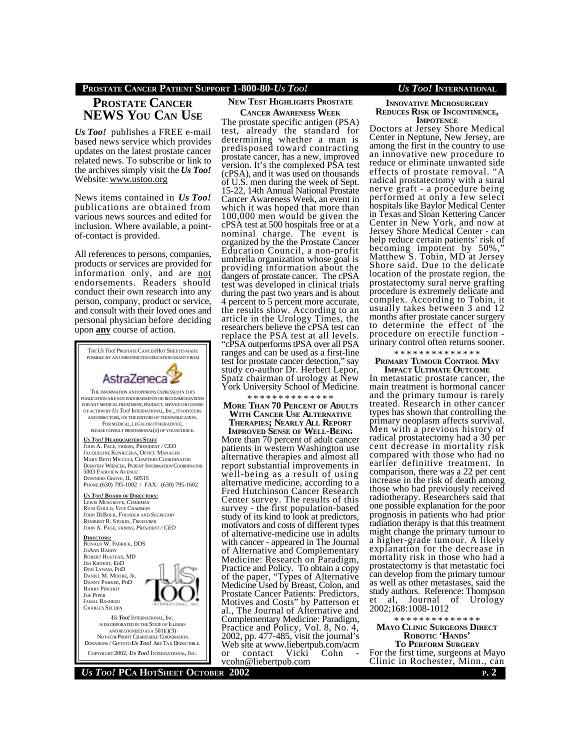# PROSTATE CANCER NEWS YOU CAN USE

***Us Too!*** publishes a FREE e-mail based news service which provides updates on the latest prostate cancer related news. To subscribe or link to the archives simply visit the ***Us Too!*** Website: www.ustoo.org

News items contained in ***Us Too!*** publications are obtained from various news sources and edited for inclusion. Where available, a point-of-contact is provided.

All references to persons, companies, products or services are provided for information only, and are not endorsements. Readers should conduct their own research into any person, company, product or service, and consult with their loved ones and personal physician before deciding upon **any** course of action.

THE *US TOO!* PROSTATE CANCER HOT SHEETS IS MADE POSSIBLE BY AN UNRESTRICTED EDUCATION GRANT FROM

AstraZeneca

THE INFORMATION AND OPINIONS EXPRESSED IN THIS PUBLICATION ARE NOT ENDORSEMENTS OR RECOMMENDATIONS FOR ANY MEDICAL TREATMENT, PRODUCT, SERVICE OR COURSE OF ACTION BY *US TOO!* INTERNATIONAL, INC., ITS OFFICERS AND DIRECTORS, OR THE EDITORS OF THIS PUBLICATION. FOR MEDICAL, LEGAL OR OTHER ADVICE, PLEASE CONSULT PROFESSIONAL(S) OF YOUR CHOICE.

***US TOO!* HEADQUARTERS STAFF**
JOHN A. PAGE, FHIMSS, PRESIDENT / CEO
JACQUELINE KONIECZKA, OFFICE MANAGER
MARY BETH MICCUCI, CHAPTERS COORDINATOR
DOROTHY WIENCEK, PATIENT INFORMATION COORDINATOR
5003 FAIRVIEW AVENUE
DOWNERS GROVE, IL 60515
PHONE:(630) 795-1002 / FAX: (630) 795-1602

***US TOO!* BOARD OF DIRECTORS:**
LEWIS MUSGROVE, *CHAIRMAN*
RUSS GOULD, *VICE CHAIRMAN*
JOHN DEBOER, *FOUNDER AND SECRETARY*
REMBERT R. STOKES, *TREASURER*
JOHN A. PAGE, FHIMSS, *PRESIDENT / CEO*

**DIRECTORS:**
RONALD W. FABRICK, DDS
JOANN HARDY
ROBERT HUSTEAD, MD
JIM KIEFERT, EDD
DON LYNAM, PHD
DANIEL M. MOORE, JR.
DANNY PARKER, PHD
HARRY PINCHOT
JOE PIPER
JAMAL RASHEED
CHARLES SELDEN

*US TOO!* INTERNATIONAL, INC. IS INCORPORATED IN THE STATE OF ILLINOIS AND RECOGNIZED AS A 501(C)(3) NOT-FOR-PROFIT CHARITABLE CORPORATION. DONATIONS / GIFTS TO *US TOO!* ARE TAX DEDUCTIBLE.

COPYRIGHT 2002, *US TOO!* INTERNATIONAL, INC.

### NEW TEST HIGHLIGHTS PROSTATE CANCER AWARENESS WEEK

The prostate specific antigen (PSA) test, already the standard for determining whether a man is predisposed toward contracting prostate cancer, has a new, improved version. It's the complexed PSA test (cPSA), and it was used on thousands of U.S. men during the week of Sept. 15-22, 14th Annual National Prostate Cancer Awareness Week, an event in which it was hoped that more than 100,000 men would be given the cPSA test at 500 hospitals free or at a nominal charge. The event is organized by the the Prostate Cancer Education Council, a non-profit umbrella organization whose goal is providing information about the dangers of prostate cancer. The cPSA test was developed in clinical trials during the past two years and is about 4 percent to 5 percent more accurate, the results show. According to an article in the Urology Times, the researchers believe the cPSA test can replace the PSA test at all levels. "cPSA outperforms tPSA over all PSA ranges and can be used as a first-line test for prostate cancer detection," say study co-author Dr. Herbert Lepor, Spatz chairman of urology at New York University School of Medicine.

\* \* \* \* \* \* \* \* \* \* \* \* \* \*

### MORE THAN 70 PERCENT OF ADULTS WITH CANCER USE ALTERNATIVE THERAPIES; NEARLY ALL REPORT IMPROVED SENSE OF WELL-BEING

More than 70 percent of adult cancer patients in western Washington use alternative therapies and almost all report substantial improvements in well-being as a result of using alternative medicine, according to a Fred Hutchinson Cancer Research Center survey. The results of this survey - the first population-based study of its kind to look at predictors, motivators and costs of different types of alternative-medicine use in adults with cancer - appeared in The Journal of Alternative and Complementary Medicine: Research on Paradigm, Practice and Policy. To obtain a copy of the paper, "Types of Alternative Medicine Used by Breast, Colon, and Prostate Cancer Patients: Predictors, Motives and Costs" by Patterson et al., The Journal of Alternative and Complementary Medicine: Paradigm, Practice and Policy, Vol. 8, No. 4, 2002, pp. 477-485, visit the journal's Web site at www.liebertpub.com/acm or contact Vicki Cohn - vcohn@liebertpub.com

### INNOVATIVE MICROSURGERY REDUCES RISK OF INCONTINENCE, IMPOTENCE

Doctors at Jersey Shore Medical Center in Neptune, New Jersey, are among the first in the country to use an innovative new procedure to reduce or eliminate unwanted side effects of prostate removal. "A radical prostatectomy with a sural nerve graft - a procedure being performed at only a few select hospitals like Baylor Medical Center in Texas and Sloan Kettering Cancer Center in New York, and now at Jersey Shore Medical Center - can help reduce certain patients' risk of becoming impotent by 50%," Matthew S. Tobin, MD at Jersey Shore said. Due to the delicate location of the prostate region, the prostatectomy sural nerve grafting procedure is extremely delicate and complex. According to Tobin, it usually takes between 3 and 12 months after prostate cancer surgery to determine the effect of the procedure on erectile function - urinary control often returns sooner.

\* \* \* \* \* \* \* \* \* \* \* \* \* \*

### PRIMARY TUMOUR CONTROL MAY IMPACT ULTIMATE OUTCOME

In metastatic prostate cancer, the main treatment is hormonal cancer and the primary tumour is rarely treated. Research in other cancer types has shown that controlling the primary neoplasm affects survival. Men with a previous history of radical prostatectomy had a 30 per cent decrease in mortality risk compared with those who had no earlier definitive treatment. In comparison, there was a 22 per cent increase in the risk of death among those who had previously received radiotherapy. Researchers said that one possible explanation for the poor prognosis in patients who had prior radiation therapy is that this treatment might change the primary tumour to a higher-grade tumour. A likely explanation for the decrease in mortality risk in those who had a prostatectomy is that metastatic foci can develop from the primary tumour as well as other metastases, said the study authors. Reference: Thompson et al, Journal of Urology 2002;168:1008-1012

\* \* \* \* \* \* \* \* \* \* \* \* \* \*

### MAYO CLINIC SURGEONS DIRECT ROBOTIC 'HANDS' TO PERFORM SURGERY

For the first time, surgeons at Mayo Clinic in Rochester, Minn., can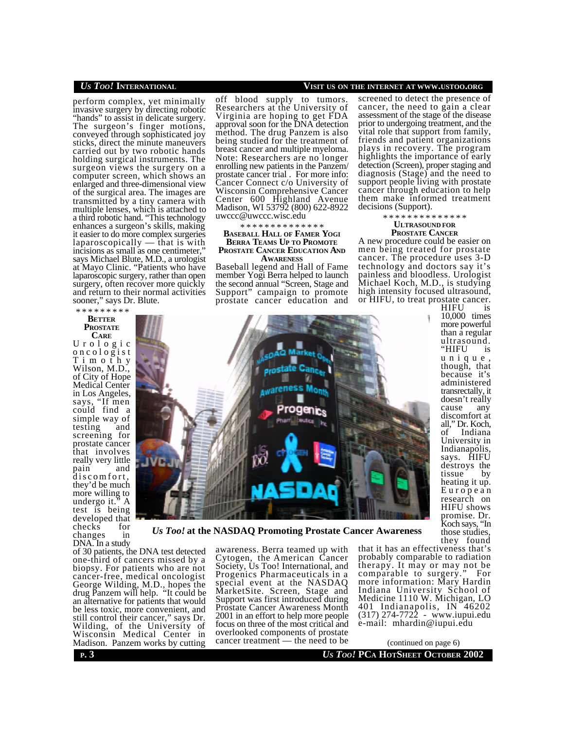perform complex, yet minimally invasive surgery by directing robotic "hands" to assist in delicate surgery. The surgeon's finger motions, conveyed through sophisticated joy sticks, direct the minute maneuvers carried out by two robotic hands holding surgical instruments. The surgeon views the surgery on a computer screen, which shows an enlarged and three-dimensional view of the surgical area. The images are transmitted by a tiny camera with multiple lenses, which is attached to a third robotic hand. "This technology enhances a surgeon's skills, making it easier to do more complex surgeries laparoscopically — that is with incisions as small as one centimeter," says Michael Blute, M.D., a urologist at Mayo Clinic. "Patients who have laparoscopic surgery, rather than open surgery, often recover more quickly and return to their normal activities sooner," says Dr. Blute.

\*\*\*\*\*\*\*\*\*

### Better Prostate Care

Urologic oncologist Timothy Wilson, M.D., of City of Hope Medical Center in Los Angeles, says, "If men could find a simple way of testing and screening for prostate cancer that involves really very little pain and discomfort, they'd be much more willing to undergo it." A test is being developed that checks for changes in DNA. In a study of 30 patients, the DNA test detected one-third of cancers missed by a biopsy. For patients who are not cancer-free, medical oncologist George Wilding, M.D., hopes the drug Panzem will help. "It could be an alternative for patients that would be less toxic, more convenient, and still control their cancer," says Dr. Wilding, of the University of Wisconsin Medical Center in Madison. Panzem works by cutting off blood supply to tumors. Researchers at the University of Virginia are hoping to get FDA approval soon for the DNA detection method. The drug Panzem is also being studied for the treatment of breast cancer and multiple myeloma. Note: Researchers are no longer enrolling new patients in the Panzem/ prostate cancer trial . For more info: Cancer Connect c/o University of Wisconsin Comprehensive Cancer Center 600 Highland Avenue Madison, WI 53792 (800) 622-8922 uwccc@uwccc.wisc.edu

\*\*\*\*\*\*\*\*\*\*\*\*\*\*

### Baseball Hall of Famer Yogi Berra Teams Up to Promote Prostate Cancer Education And Awareness

Baseball legend and Hall of Fame member Yogi Berra helped to launch the second annual "Screen, Stage and Support" campaign to promote prostate cancer education and awareness. Berra teamed up with Cytogen, the American Cancer Society, Us Too! International, and Progenics Pharmaceuticals in a special event at the NASDAQ MarketSite. Screen, Stage and Support was first introduced during Prostate Cancer Awareness Month 2001 in an effort to help more people focus on three of the most critical and overlooked components of prostate cancer treatment — the need to be screened to detect the presence of cancer, the need to gain a clear assessment of the stage of the disease prior to undergoing treatment, and the vital role that support from family, friends and patient organizations plays in recovery. The program highlights the importance of early detection (Screen), proper staging and diagnosis (Stage) and the need to support people living with prostate cancer through education to help them make informed treatment decisions (Support).

***Us Too!* at the NASDAQ Promoting Prostate Cancer Awareness**

\*\*\*\*\*\*\*\*\*\*\*\*\*\*

### Ultrasound for Prostate Cancer

A new procedure could be easier on men being treated for prostate cancer. The procedure uses 3-D technology and doctors say it's painless and bloodless. Urologist Michael Koch, M.D., is studying high intensity focused ultrasound, or HIFU, to treat prostate cancer. HIFU is 10,000 times more powerful than a regular ultrasound. "HIFU is unique, though, that because it's administered transrectally, it doesn't really cause any discomfort at all," Dr. Koch, of Indiana University in Indianapolis, says. HIFU destroys the tissue by heating it up. European research on HIFU shows promise. Dr. Koch says, "In those studies, they found that it has an effectiveness that's probably comparable to radiation therapy. It may or may not be comparable to surgery." For more information: Mary Hardin Indiana University School of Medicine 1110 W. Michigan, LO 401 Indianapolis, IN 46202 (317) 274-7722 - www.iupui.edu e-mail: mhardin@iupui.edu

(continued on page 6)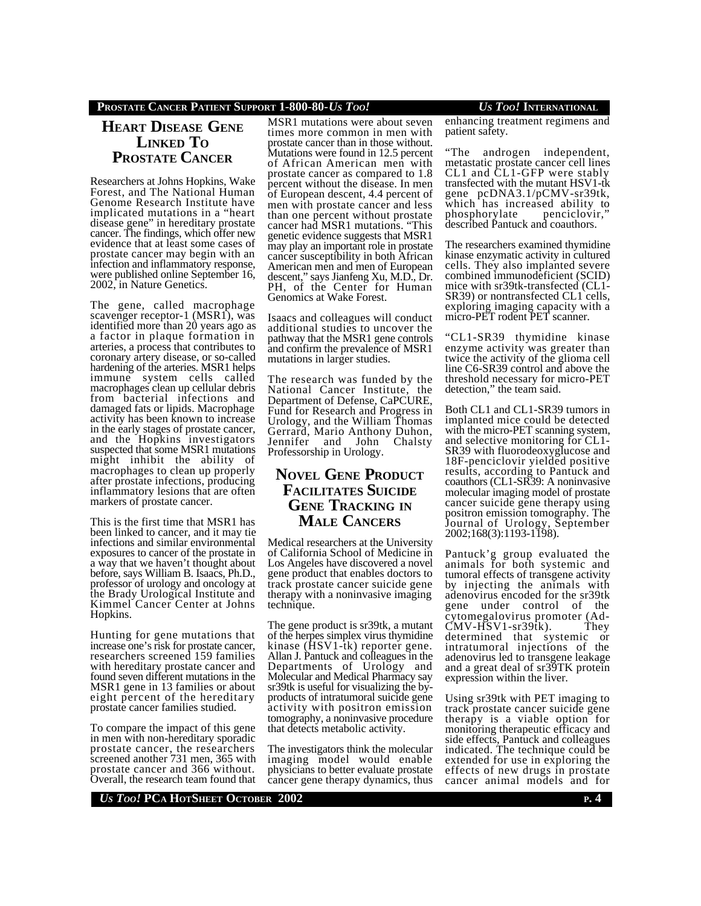## Heart Disease Gene Linked To Prostate Cancer

Researchers at Johns Hopkins, Wake Forest, and The National Human Genome Research Institute have implicated mutations in a "heart disease gene" in hereditary prostate cancer. The findings, which offer new evidence that at least some cases of prostate cancer may begin with an infection and inflammatory response, were published online September 16, 2002, in Nature Genetics.

The gene, called macrophage scavenger receptor-1 (MSR1), was identified more than 20 years ago as a factor in plaque formation in arteries, a process that contributes to coronary artery disease, or so-called hardening of the arteries. MSR1 helps immune system cells called macrophages clean up cellular debris from bacterial infections and damaged fats or lipids. Macrophage activity has been known to increase in the early stages of prostate cancer, and the Hopkins investigators suspected that some MSR1 mutations might inhibit the ability of macrophages to clean up properly after prostate infections, producing inflammatory lesions that are often markers of prostate cancer.

This is the first time that MSR1 has been linked to cancer, and it may tie infections and similar environmental exposures to cancer of the prostate in a way that we haven't thought about before, says William B. Isaacs, Ph.D., professor of urology and oncology at the Brady Urological Institute and Kimmel Cancer Center at Johns Hopkins.

Hunting for gene mutations that increase one's risk for prostate cancer, researchers screened 159 families with hereditary prostate cancer and found seven different mutations in the MSR1 gene in 13 families or about eight percent of the hereditary prostate cancer families studied.

To compare the impact of this gene in men with non-hereditary sporadic prostate cancer, the researchers screened another 731 men, 365 with prostate cancer and 366 without. Overall, the research team found that MSR1 mutations were about seven times more common in men with prostate cancer than in those without. Mutations were found in 12.5 percent of African American men with prostate cancer as compared to 1.8 percent without the disease. In men of European descent, 4.4 percent of men with prostate cancer and less than one percent without prostate cancer had MSR1 mutations. "This genetic evidence suggests that MSR1 may play an important role in prostate cancer susceptibility in both African American men and men of European descent," says Jianfeng Xu, M.D., Dr. PH, of the Center for Human Genomics at Wake Forest.

Isaacs and colleagues will conduct additional studies to uncover the pathway that the MSR1 gene controls and confirm the prevalence of MSR1 mutations in larger studies.

The research was funded by the National Cancer Institute, the Department of Defense, CaPCURE, Fund for Research and Progress in Urology, and the William Thomas Gerrard, Mario Anthony Duhon, Jennifer and John Chalsty Professorship in Urology.

## Novel Gene Product Facilitates Suicide Gene Tracking in Male Cancers

Medical researchers at the University of California School of Medicine in Los Angeles have discovered a novel gene product that enables doctors to track prostate cancer suicide gene therapy with a noninvasive imaging technique.

The gene product is sr39tk, a mutant of the herpes simplex virus thymidine kinase (HSV1-tk) reporter gene. Allan J. Pantuck and colleagues in the Departments of Urology and Molecular and Medical Pharmacy say sr39tk is useful for visualizing the by-products of intratumoral suicide gene activity with positron emission tomography, a noninvasive procedure that detects metabolic activity.

The investigators think the molecular imaging model would enable physicians to better evaluate prostate cancer gene therapy dynamics, thus enhancing treatment regimens and patient safety.

"The androgen independent, metastatic prostate cancer cell lines CL1 and CL1-GFP were stably transfected with the mutant HSV1-tk gene pcDNA3.1/pCMV-sr39tk, which has increased ability to phosphorylate penciclovir," described Pantuck and coauthors.

The researchers examined thymidine kinase enzymatic activity in cultured cells. They also implanted severe combined immunodeficient (SCID) mice with sr39tk-transfected (CL1-SR39) or nontransfected CL1 cells, exploring imaging capacity with a micro-PET rodent PET scanner.

"CL1-SR39 thymidine kinase enzyme activity was greater than twice the activity of the glioma cell line C6-SR39 control and above the threshold necessary for micro-PET detection," the team said.

Both CL1 and CL1-SR39 tumors in implanted mice could be detected with the micro-PET scanning system, and selective monitoring for CL1-SR39 with fluorodeoxyglucose and 18F-penciclovir yielded positive results, according to Pantuck and coauthors (CL1-SR39: A noninvasive molecular imaging model of prostate cancer suicide gene therapy using positron emission tomography. The Journal of Urology, September 2002;168(3):1193-1198).

Pantuck'g group evaluated the animals for both systemic and tumoral effects of transgene activity by injecting the animals with adenovirus encoded for the sr39tk gene under control of the cytomegalovirus promoter (Ad-CMV-HSV1-sr39tk). They determined that systemic or intratumoral injections of the adenovirus led to transgene leakage and a great deal of sr39TK protein expression within the liver.

Using sr39tk with PET imaging to track prostate cancer suicide gene therapy is a viable option for monitoring therapeutic efficacy and side effects, Pantuck and colleagues indicated. The technique could be extended for use in exploring the effects of new drugs in prostate cancer animal models and for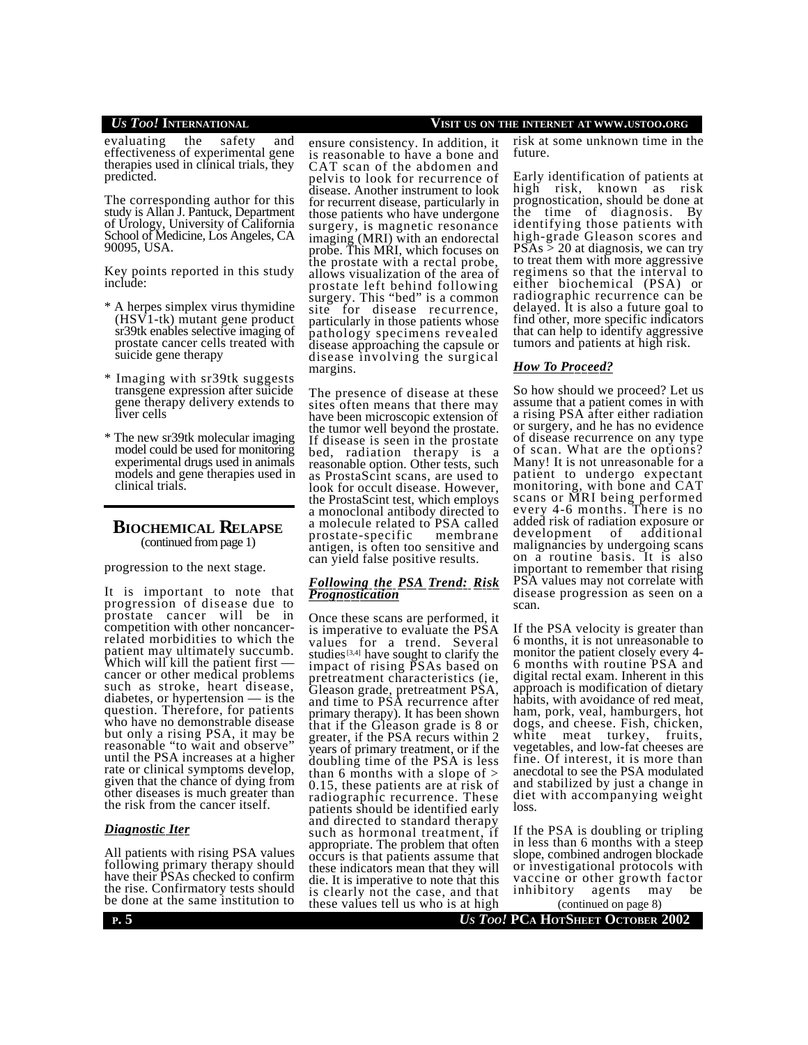evaluating the safety and effectiveness of experimental gene therapies used in clinical trials, they predicted.

The corresponding author for this study is Allan J. Pantuck, Department of Urology, University of California School of Medicine, Los Angeles, CA 90095, USA.

Key points reported in this study include:

* A herpes simplex virus thymidine (HSV1-tk) mutant gene product sr39tk enables selective imaging of prostate cancer cells treated with suicide gene therapy

* Imaging with sr39tk suggests transgene expression after suicide gene therapy delivery extends to liver cells

* The new sr39tk molecular imaging model could be used for monitoring experimental drugs used in animals models and gene therapies used in clinical trials.

## BIOCHEMICAL RELAPSE

(continued from page 1)

progression to the next stage.

It is important to note that progression of disease due to prostate cancer will be in competition with other noncancer-related morbidities to which the patient may ultimately succumb. Which will kill the patient first — cancer or other medical problems such as stroke, heart disease, diabetes, or hypertension — is the question. Therefore, for patients who have no demonstrable disease but only a rising PSA, it may be reasonable "to wait and observe" until the PSA increases at a higher rate or clinical symptoms develop, given that the chance of dying from other diseases is much greater than the risk from the cancer itself.

### *Diagnostic Iter*

All patients with rising PSA values following primary therapy should have their PSAs checked to confirm the rise. Confirmatory tests should be done at the same institution to ensure consistency. In addition, it is reasonable to have a bone and CAT scan of the abdomen and pelvis to look for recurrence of disease. Another instrument to look for recurrent disease, particularly in those patients who have undergone surgery, is magnetic resonance imaging (MRI) with an endorectal probe. This MRI, which focuses on the prostate with a rectal probe, allows visualization of the area of prostate left behind following surgery. This "bed" is a common site for disease recurrence, particularly in those patients whose pathology specimens revealed disease approaching the capsule or disease involving the surgical margins.

The presence of disease at these sites often means that there may have been microscopic extension of the tumor well beyond the prostate. If disease is seen in the prostate bed, radiation therapy is a reasonable option. Other tests, such as ProstaScint scans, are used to look for occult disease. However, the ProstaScint test, which employs a monoclonal antibody directed to a molecule related to PSA called prostate-specific membrane antigen, is often too sensitive and can yield false positive results.

### *Following the PSA Trend: Risk Prognostication*

Once these scans are performed, it is imperative to evaluate the PSA values for a trend. Several studies[3,4] have sought to clarify the impact of rising PSAs based on pretreatment characteristics (ie, Gleason grade, pretreatment PSA, and time to PSA recurrence after primary therapy). It has been shown that if the Gleason grade is 8 or greater, if the PSA recurs within 2 years of primary treatment, or if the doubling time of the PSA is less than 6 months with a slope of > 0.15, these patients are at risk of radiographic recurrence. These patients should be identified early and directed to standard therapy such as hormonal treatment, if appropriate. The problem that often occurs is that patients assume that these indicators mean that they will die. It is imperative to note that this is clearly not the case, and that these values tell us who is at high risk at some unknown time in the future.

Early identification of patients at high risk, known as risk prognostication, should be done at the time of diagnosis. By identifying those patients with high-grade Gleason scores and PSAs > 20 at diagnosis, we can try to treat them with more aggressive regimens so that the interval to either biochemical (PSA) or radiographic recurrence can be delayed. It is also a future goal to find other, more specific indicators that can help to identify aggressive tumors and patients at high risk.

### *How To Proceed?*

So how should we proceed? Let us assume that a patient comes in with a rising PSA after either radiation or surgery, and he has no evidence of disease recurrence on any type of scan. What are the options? Many! It is not unreasonable for a patient to undergo expectant monitoring, with bone and CAT scans or MRI being performed every 4-6 months. There is no added risk of radiation exposure or development of additional malignancies by undergoing scans on a routine basis. It is also important to remember that rising PSA values may not correlate with disease progression as seen on a scan.

If the PSA velocity is greater than 6 months, it is not unreasonable to monitor the patient closely every 4-6 months with routine PSA and digital rectal exam. Inherent in this approach is modification of dietary habits, with avoidance of red meat, ham, pork, veal, hamburgers, hot dogs, and cheese. Fish, chicken, white meat turkey, fruits, vegetables, and low-fat cheeses are fine. Of interest, it is more than anecdotal to see the PSA modulated and stabilized by just a change in diet with accompanying weight loss.

If the PSA is doubling or tripling in less than 6 months with a steep slope, combined androgen blockade or investigational protocols with vaccine or other growth factor inhibitory agents may be

(continued on page 8)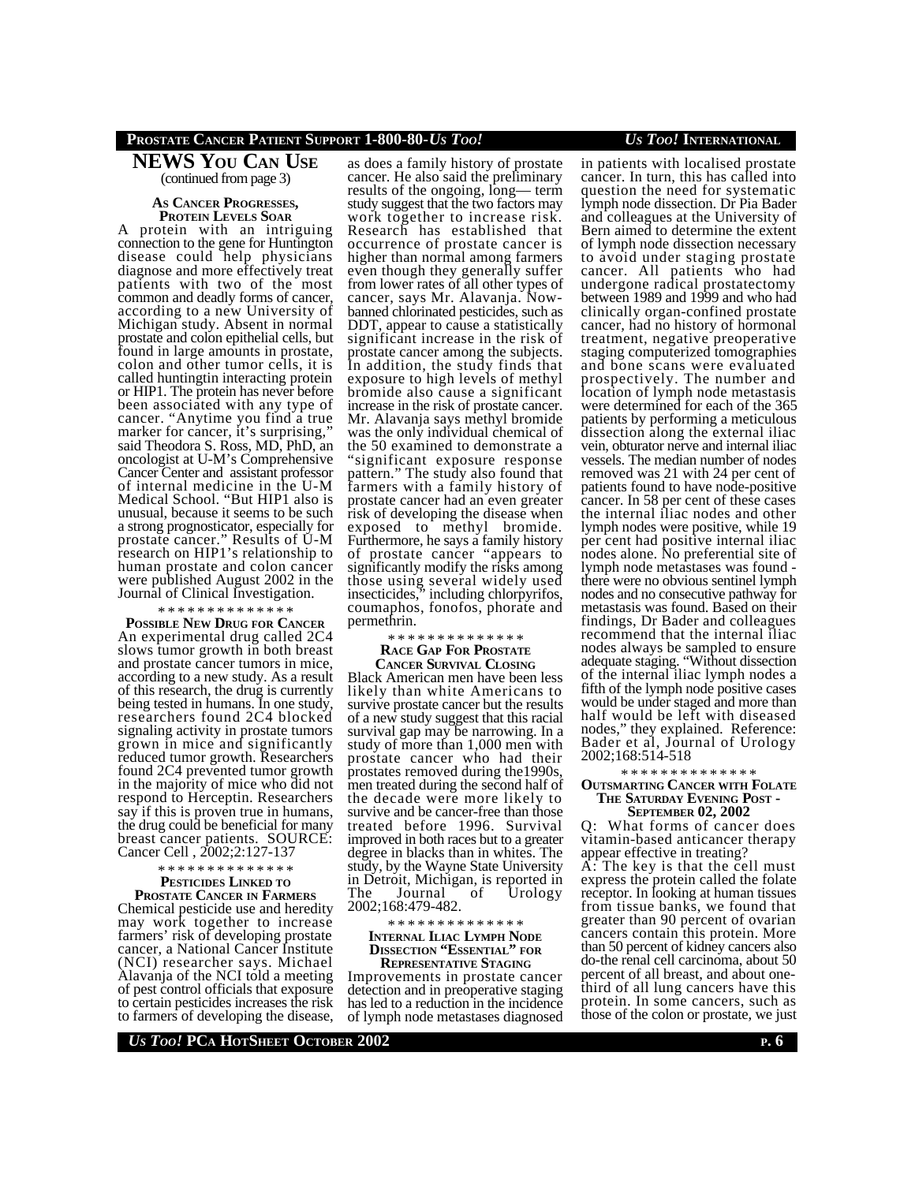## NEWS YOU CAN USE

(continued from page 3)

### AS CANCER PROGRESSES, PROTEIN LEVELS SOAR

A protein with an intriguing connection to the gene for Huntington disease could help physicians diagnose and more effectively treat patients with two of the most common and deadly forms of cancer, according to a new University of Michigan study. Absent in normal prostate and colon epithelial cells, but found in large amounts in prostate, colon and other tumor cells, it is called huntingtin interacting protein or HIP1. The protein has never before been associated with any type of cancer. "Anytime you find a true marker for cancer, it's surprising," said Theodora S. Ross, MD, PhD, an oncologist at U-M's Comprehensive Cancer Center and assistant professor of internal medicine in the U-M Medical School. "But HIP1 also is unusual, because it seems to be such a strong prognosticator, especially for prostate cancer." Results of U-M research on HIP1's relationship to human prostate and colon cancer were published August 2002 in the Journal of Clinical Investigation.

\* \* \* \* \* \* \* \* \* \* \* \* \* \*

### POSSIBLE NEW DRUG FOR CANCER

An experimental drug called 2C4 slows tumor growth in both breast and prostate cancer tumors in mice, according to a new study. As a result of this research, the drug is currently being tested in humans. In one study, researchers found 2C4 blocked signaling activity in prostate tumors grown in mice and significantly reduced tumor growth. Researchers found 2C4 prevented tumor growth in the majority of mice who did not respond to Herceptin. Researchers say if this is proven true in humans, the drug could be beneficial for many breast cancer patients. SOURCE: Cancer Cell , 2002;2:127-137

\* \* \* \* \* \* \* \* \* \* \* \* \* \*

### PESTICIDES LINKED TO PROSTATE CANCER IN FARMERS

Chemical pesticide use and heredity may work together to increase farmers' risk of developing prostate cancer, a National Cancer Institute (NCI) researcher says. Michael Alavanja of the NCI told a meeting of pest control officials that exposure to certain pesticides increases the risk to farmers of developing the disease, as does a family history of prostate cancer. He also said the preliminary results of the ongoing, long— term study suggest that the two factors may work together to increase risk. Research has established that occurrence of prostate cancer is higher than normal among farmers even though they generally suffer from lower rates of all other types of cancer, says Mr. Alavanja. Now-banned chlorinated pesticides, such as DDT, appear to cause a statistically significant increase in the risk of prostate cancer among the subjects. In addition, the study finds that exposure to high levels of methyl bromide also cause a significant increase in the risk of prostate cancer. Mr. Alavanja says methyl bromide was the only individual chemical of the 50 examined to demonstrate a "significant exposure response pattern." The study also found that farmers with a family history of prostate cancer had an even greater risk of developing the disease when exposed to methyl bromide. Furthermore, he says a family history of prostate cancer "appears to significantly modify the risks among those using several widely used insecticides," including chlorpyrifos, coumaphos, fonofos, phorate and permethrin.

\* \* \* \* \* \* \* \* \* \* \* \* \* \*

### RACE GAP FOR PROSTATE CANCER SURVIVAL CLOSING

Black American men have been less likely than white Americans to survive prostate cancer but the results of a new study suggest that this racial survival gap may be narrowing. In a study of more than 1,000 men with prostate cancer who had their prostates removed during the1990s, men treated during the second half of the decade were more likely to survive and be cancer-free than those treated before 1996. Survival improved in both races but to a greater degree in blacks than in whites. The study, by the Wayne State University in Detroit, Michigan, is reported in The Journal of Urology 2002;168:479-482.

\* \* \* \* \* \* \* \* \* \* \* \* \* \*

### INTERNAL ILIAC LYMPH NODE DISSECTION "ESSENTIAL" FOR REPRESENTATIVE STAGING

Improvements in prostate cancer detection and in preoperative staging has led to a reduction in the incidence of lymph node metastases diagnosed in patients with localised prostate cancer. In turn, this has called into question the need for systematic lymph node dissection. Dr Pia Bader and colleagues at the University of Bern aimed to determine the extent of lymph node dissection necessary to avoid under staging prostate cancer. All patients who had undergone radical prostatectomy between 1989 and 1999 and who had clinically organ-confined prostate cancer, had no history of hormonal treatment, negative preoperative staging computerized tomographies and bone scans were evaluated prospectively. The number and location of lymph node metastasis were determined for each of the 365 patients by performing a meticulous dissection along the external iliac vein, obturator nerve and internal iliac vessels. The median number of nodes removed was 21 with 24 per cent of patients found to have node-positive cancer. In 58 per cent of these cases the internal iliac nodes and other lymph nodes were positive, while 19 per cent had positive internal iliac nodes alone. No preferential site of lymph node metastases was found - there were no obvious sentinel lymph nodes and no consecutive pathway for metastasis was found. Based on their findings, Dr Bader and colleagues recommend that the internal iliac nodes always be sampled to ensure adequate staging. "Without dissection of the internal iliac lymph nodes a fifth of the lymph node positive cases would be under staged and more than half would be left with diseased nodes," they explained. Reference: Bader et al, Journal of Urology 2002;168:514-518

\* \* \* \* \* \* \* \* \* \* \* \* \* \*

### OUTSMARTING CANCER WITH FOLATE THE SATURDAY EVENING POST - SEPTEMBER 02, 2002

Q: What forms of cancer does vitamin-based anticancer therapy appear effective in treating?

A: The key is that the cell must express the protein called the folate receptor. In looking at human tissues from tissue banks, we found that greater than 90 percent of ovarian cancers contain this protein. More than 50 percent of kidney cancers also do-the renal cell carcinoma, about 50 percent of all breast, and about one-third of all lung cancers have this protein. In some cancers, such as those of the colon or prostate, we just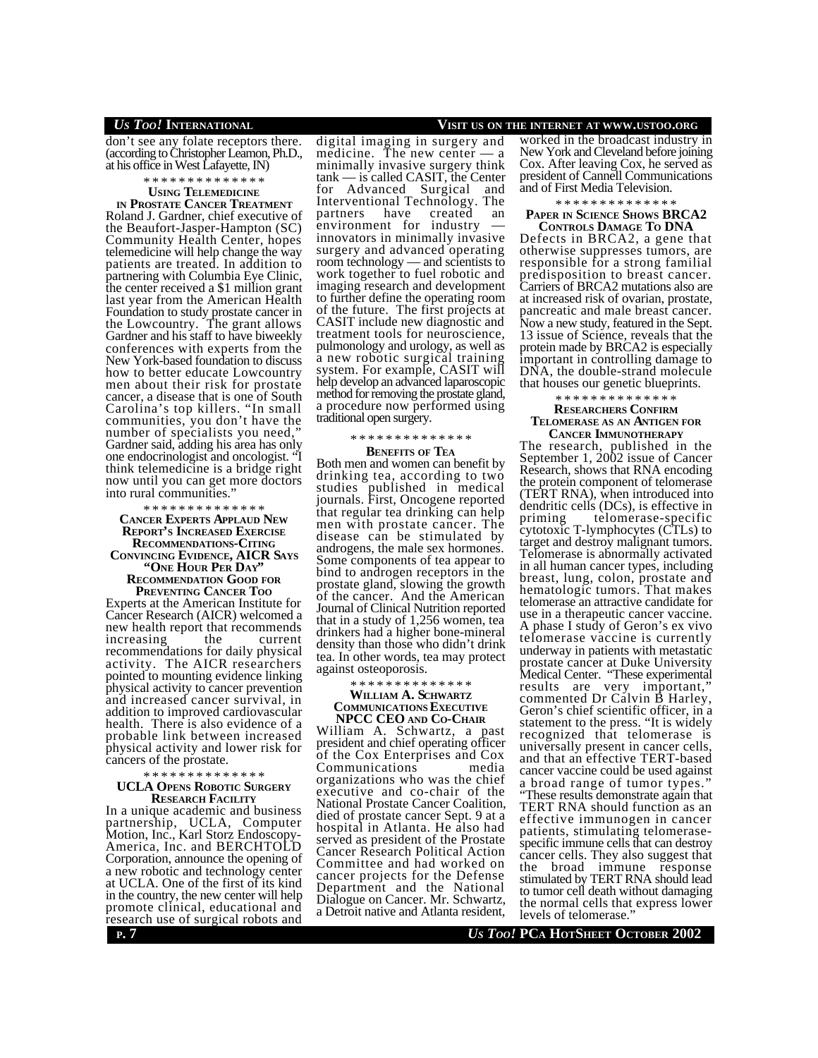don't see any folate receptors there. (according to Christopher Leamon, Ph.D., at his office in West Lafayette, IN)

\* \* \* \* \* \* \* \* \* \* \* \* \* \*

### Using Telemedicine in Prostate Cancer Treatment

Roland J. Gardner, chief executive of the Beaufort-Jasper-Hampton (SC) Community Health Center, hopes telemedicine will help change the way patients are treated. In addition to partnering with Columbia Eye Clinic, the center received a $1 million grant last year from the American Health Foundation to study prostate cancer in the Lowcountry. The grant allows Gardner and his staff to have biweekly conferences with experts from the New York-based foundation to discuss how to better educate Lowcountry men about their risk for prostate cancer, a disease that is one of South Carolina's top killers. "In small communities, you don't have the number of specialists you need," Gardner said, adding his area has only one endocrinologist and oncologist. "I think telemedicine is a bridge right now until you can get more doctors into rural communities."

\* \* \* \* \* \* \* \* \* \* \* \* \* \*

### Cancer Experts Applaud New Report's Increased Exercise Recommendations-Citing Convincing Evidence, AICR Says "One Hour Per Day" Recommendation Good for Preventing Cancer Too

Experts at the American Institute for Cancer Research (AICR) welcomed a new health report that recommends increasing the current recommendations for daily physical activity. The AICR researchers pointed to mounting evidence linking physical activity to cancer prevention and increased cancer survival, in addition to improved cardiovascular health. There is also evidence of a probable link between increased physical activity and lower risk for cancers of the prostate.

\* \* \* \* \* \* \* \* \* \* \* \* \* \*

### UCLA Opens Robotic Surgery Research Facility

In a unique academic and business partnership, UCLA, Computer Motion, Inc., Karl Storz Endoscopy-America, Inc. and BERCHTOLD Corporation, announce the opening of a new robotic and technology center at UCLA. One of the first of its kind in the country, the new center will help promote clinical, educational and research use of surgical robots and digital imaging in surgery and medicine. The new center — a minimally invasive surgery think tank — is called CASIT, the Center for Advanced Surgical and Interventional Technology. The partners have created an environment for industry — innovators in minimally invasive surgery and advanced operating room technology — and scientists to work together to fuel robotic and imaging research and development to further define the operating room of the future. The first projects at CASIT include new diagnostic and treatment tools for neuroscience, pulmonology and urology, as well as a new robotic surgical training system. For example, CASIT will help develop an advanced laparoscopic method for removing the prostate gland, a procedure now performed using traditional open surgery.

\* \* \* \* \* \* \* \* \* \* \* \* \* \*

### Benefits of Tea

Both men and women can benefit by drinking tea, according to two studies published in medical journals. First, Oncogene reported that regular tea drinking can help men with prostate cancer. The disease can be stimulated by androgens, the male sex hormones. Some components of tea appear to bind to androgen receptors in the prostate gland, slowing the growth of the cancer. And the American Journal of Clinical Nutrition reported that in a study of 1,256 women, tea drinkers had a higher bone-mineral density than those who didn't drink tea. In other words, tea may protect against osteoporosis.

\* \* \* \* \* \* \* \* \* \* \* \* \* \*

### William A. Schwartz Communications Executive NPCC CEO and Co-Chair

William A. Schwartz, a past president and chief operating officer of the Cox Enterprises and Cox Communications media organizations who was the chief executive and co-chair of the National Prostate Cancer Coalition, died of prostate cancer Sept. 9 at a hospital in Atlanta. He also had served as president of the Prostate Cancer Research Political Action Committee and had worked on cancer projects for the Defense Department and the National Dialogue on Cancer. Mr. Schwartz, a Detroit native and Atlanta resident, worked in the broadcast industry in New York and Cleveland before joining Cox. After leaving Cox, he served as president of Cannell Communications and of First Media Television.

\* \* \* \* \* \* \* \* \* \* \* \* \* \*

### Paper in Science Shows BRCA2 Controls Damage To DNA

Defects in BRCA2, a gene that otherwise suppresses tumors, are responsible for a strong familial predisposition to breast cancer. Carriers of BRCA2 mutations also are at increased risk of ovarian, prostate, pancreatic and male breast cancer. Now a new study, featured in the Sept. 13 issue of Science, reveals that the protein made by BRCA2 is especially important in controlling damage to DNA, the double-strand molecule that houses our genetic blueprints.

\* \* \* \* \* \* \* \* \* \* \* \* \* \*

### Researchers Confirm Telomerase as an Antigen for Cancer Immunotherapy

The research, published in the September 1, 2002 issue of Cancer Research, shows that RNA encoding the protein component of telomerase (TERT RNA), when introduced into dendritic cells (DCs), is effective in priming telomerase-specific cytotoxic T-lymphocytes (CTLs) to target and destroy malignant tumors. Telomerase is abnormally activated in all human cancer types, including breast, lung, colon, prostate and hematologic tumors. That makes telomerase an attractive candidate for use in a therapeutic cancer vaccine. A phase I study of Geron's ex vivo telomerase vaccine is currently underway in patients with metastatic prostate cancer at Duke University Medical Center. "These experimental results are very important," commented Dr Calvin B Harley, Geron's chief scientific officer, in a statement to the press. "It is widely recognized that telomerase is universally present in cancer cells, and that an effective TERT-based cancer vaccine could be used against a broad range of tumor types." "These results demonstrate again that TERT RNA should function as an effective immunogen in cancer patients, stimulating telomerase-specific immune cells that can destroy cancer cells. They also suggest that the broad immune response stimulated by TERT RNA should lead to tumor cell death without damaging the normal cells that express lower levels of telomerase."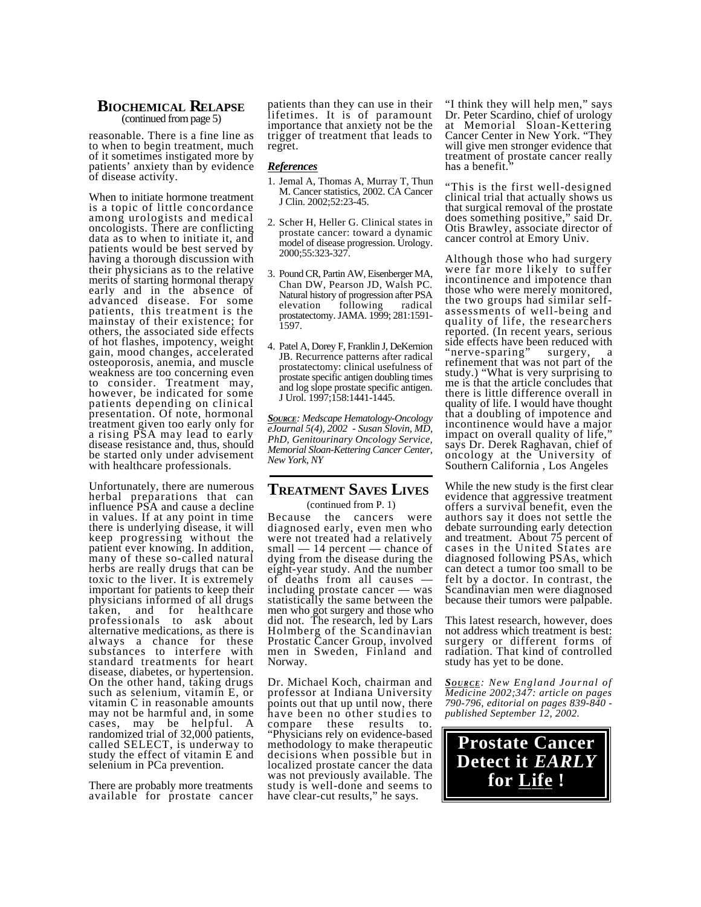## Biochemical Relapse

(continued from page 5)

reasonable. There is a fine line as to when to begin treatment, much of it sometimes instigated more by patients' anxiety than by evidence of disease activity.

When to initiate hormone treatment is a topic of little concordance among urologists and medical oncologists. There are conflicting data as to when to initiate it, and patients would be best served by having a thorough discussion with their physicians as to the relative merits of starting hormonal therapy early and in the absence of advanced disease. For some patients, this treatment is the mainstay of their existence; for others, the associated side effects of hot flashes, impotency, weight gain, mood changes, accelerated osteoporosis, anemia, and muscle weakness are too concerning even to consider. Treatment may, however, be indicated for some patients depending on clinical presentation. Of note, hormonal treatment given too early only for a rising PSA may lead to early disease resistance and, thus, should be started only under advisement with healthcare professionals.

Unfortunately, there are numerous herbal preparations that can influence PSA and cause a decline in values. If at any point in time there is underlying disease, it will keep progressing without the patient ever knowing. In addition, many of these so-called natural herbs are really drugs that can be toxic to the liver. It is extremely important for patients to keep their physicians informed of all drugs taken, and for healthcare professionals to ask about alternative medications, as there is always a chance for these substances to interfere with standard treatments for heart disease, diabetes, or hypertension. On the other hand, taking drugs such as selenium, vitamin E, or vitamin C in reasonable amounts may not be harmful and, in some cases, may be helpful. A randomized trial of 32,000 patients, called SELECT, is underway to study the effect of vitamin E and selenium in PCa prevention.

There are probably more treatments available for prostate cancer patients than they can use in their lifetimes. It is of paramount importance that anxiety not be the trigger of treatment that leads to regret.

***References***

1. Jemal A, Thomas A, Murray T, Thun M. Cancer statistics, 2002. CA Cancer J Clin. 2002;52:23-45.
2. Scher H, Heller G. Clinical states in prostate cancer: toward a dynamic model of disease progression. Urology. 2000;55:323-327.
3. Pound CR, Partin AW, Eisenberger MA, Chan DW, Pearson JD, Walsh PC. Natural history of progression after PSA elevation following radical prostatectomy. JAMA. 1999; 281:1591-1597.
4. Patel A, Dorey F, Franklin J, DeKernion JB. Recurrence patterns after radical prostatectomy: clinical usefulness of prostate specific antigen doubling times and log slope prostate specific antigen. J Urol. 1997;158:1441-1445.

***Source**: Medscape Hematology-Oncology eJournal 5(4), 2002 - Susan Slovin, MD, PhD, Genitourinary Oncology Service, Memorial Sloan-Kettering Cancer Center, New York, NY*

## Treatment Saves Lives

(continued from P. 1)

Because the cancers were diagnosed early, even men who were not treated had a relatively small — 14 percent — chance of dying from the disease during the eight-year study. And the number of deaths from all causes — including prostate cancer — was statistically the same between the men who got surgery and those who did not. The research, led by Lars Holmberg of the Scandinavian Prostatic Cancer Group, involved men in Sweden, Finland and Norway.

Dr. Michael Koch, chairman and professor at Indiana University points out that up until now, there have been no other studies to compare these results to. "Physicians rely on evidence-based methodology to make therapeutic decisions when possible but in localized prostate cancer the data was not previously available. The study is well-done and seems to have clear-cut results," he says.

"I think they will help men," says Dr. Peter Scardino, chief of urology at Memorial Sloan-Kettering Cancer Center in New York. "They will give men stronger evidence that treatment of prostate cancer really has a benefit."

"This is the first well-designed clinical trial that actually shows us that surgical removal of the prostate does something positive," said Dr. Otis Brawley, associate director of cancer control at Emory Univ.

Although those who had surgery were far more likely to suffer incontinence and impotence than those who were merely monitored, the two groups had similar self-assessments of well-being and quality of life, the researchers reported. (In recent years, serious side effects have been reduced with "nerve-sparing" surgery, a refinement that was not part of the study.) "What is very surprising to me is that the article concludes that there is little difference overall in quality of life. I would have thought that a doubling of impotence and incontinence would have a major impact on overall quality of life," says Dr. Derek Raghavan, chief of oncology at the University of Southern California , Los Angeles

While the new study is the first clear evidence that aggressive treatment offers a survival benefit, even the authors say it does not settle the debate surrounding early detection and treatment. About 75 percent of cases in the United States are diagnosed following PSAs, which can detect a tumor too small to be felt by a doctor. In contrast, the Scandinavian men were diagnosed because their tumors were palpable.

This latest research, however, does not address which treatment is best: surgery or different forms of radiation. That kind of controlled study has yet to be done.

***Source**: New England Journal of Medicine 2002;347: article on pages 790-796, editorial on pages 839-840 - published September 12, 2002.*

**Prostate Cancer**
**Detect it *EARLY***
**for Life !**